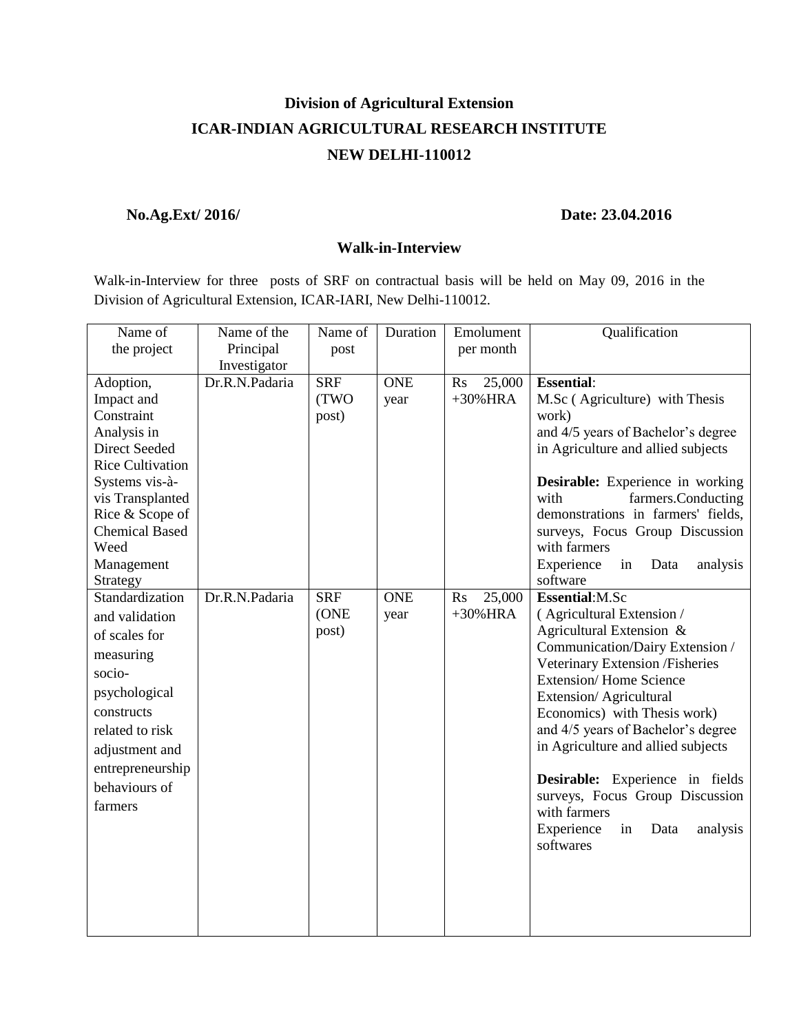**Division of Agricultural Extension**

**ICAR-INDIAN AGRICULTURAL RESEARCH INSTITUTE**

**NEW DELHI-110012**

**No.Ag.Ext/ 2016/** **Date: 23.04.2016**

**Walk-in-Interview**

Walk-in-Interview for three posts of SRF on contractual basis will be held on May 09, 2016 in the Division of Agricultural Extension, ICAR-IARI, New Delhi-110012.

| Name of the project | Name of the Principal Investigator | Name of post | Duration | Emolument per month | Qualification |
|---|---|---|---|---|---|
| Adoption, Impact and Constraint Analysis in Direct Seeded Rice Cultivation Systems vis-à-vis Transplanted Rice & Scope of Chemical Based Weed Management Strategy | Dr.R.N.Padaria | SRF (TWO post) | ONE year | Rs 25,000 +30%HRA | **Essential**: M.Sc ( Agriculture) with Thesis work) and 4/5 years of Bachelor's degree in Agriculture and allied subjects<br><br>**Desirable:** Experience in working with farmers.Conducting demonstrations in farmers' fields, surveys, Focus Group Discussion with farmers<br>Experience in Data analysis software |
| Standardization and validation of scales for measuring socio-psychological constructs related to risk adjustment and entrepreneurship behaviours of farmers | Dr.R.N.Padaria | SRF (ONE post) | ONE year | Rs 25,000 +30%HRA | **Essential**:M.Sc ( Agricultural Extension / Agricultural Extension & Communication/Dairy Extension / Veterinary Extension /Fisheries Extension/ Home Science Extension/ Agricultural Economics) with Thesis work) and 4/5 years of Bachelor's degree in Agriculture and allied subjects<br><br>**Desirable:** Experience in fields surveys, Focus Group Discussion with farmers<br>Experience in Data analysis softwares |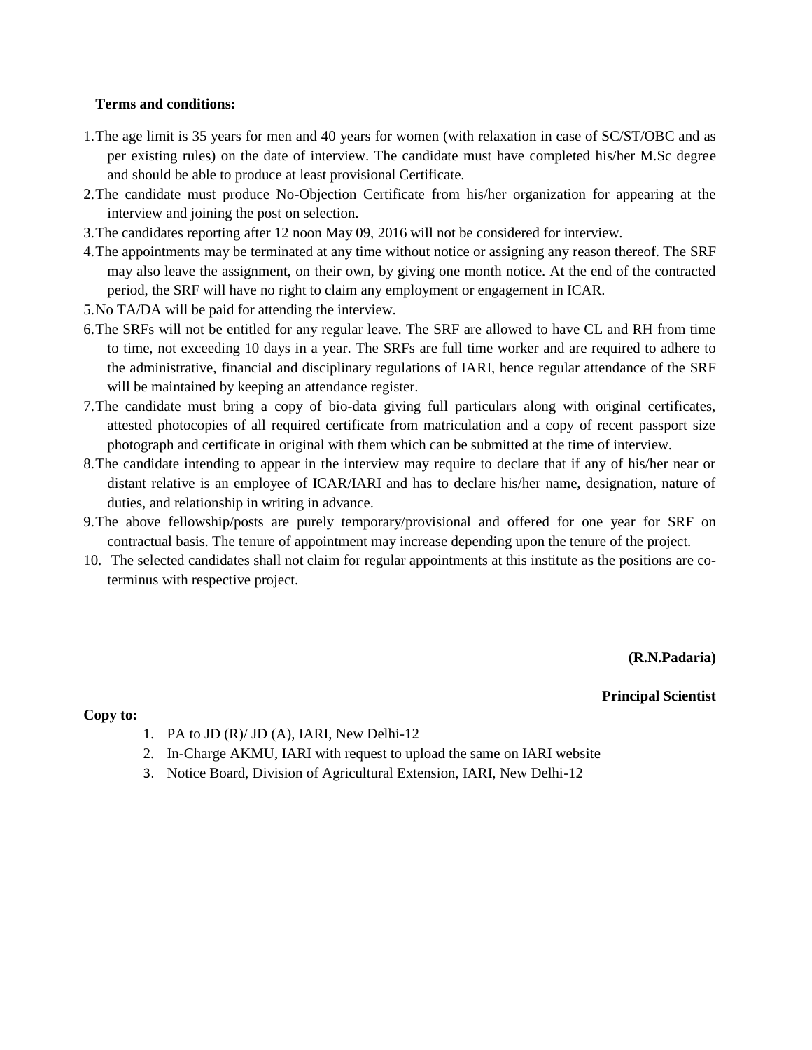**Terms and conditions:**

1. The age limit is 35 years for men and 40 years for women (with relaxation in case of SC/ST/OBC and as per existing rules) on the date of interview. The candidate must have completed his/her M.Sc degree and should be able to produce at least provisional Certificate.
2. The candidate must produce No-Objection Certificate from his/her organization for appearing at the interview and joining the post on selection.
3. The candidates reporting after 12 noon May 09, 2016 will not be considered for interview.
4. The appointments may be terminated at any time without notice or assigning any reason thereof. The SRF may also leave the assignment, on their own, by giving one month notice. At the end of the contracted period, the SRF will have no right to claim any employment or engagement in ICAR.
5. No TA/DA will be paid for attending the interview.
6. The SRFs will not be entitled for any regular leave. The SRF are allowed to have CL and RH from time to time, not exceeding 10 days in a year. The SRFs are full time worker and are required to adhere to the administrative, financial and disciplinary regulations of IARI, hence regular attendance of the SRF will be maintained by keeping an attendance register.
7. The candidate must bring a copy of bio-data giving full particulars along with original certificates, attested photocopies of all required certificate from matriculation and a copy of recent passport size photograph and certificate in original with them which can be submitted at the time of interview.
8. The candidate intending to appear in the interview may require to declare that if any of his/her near or distant relative is an employee of ICAR/IARI and has to declare his/her name, designation, nature of duties, and relationship in writing in advance.
9. The above fellowship/posts are purely temporary/provisional and offered for one year for SRF on contractual basis. The tenure of appointment may increase depending upon the tenure of the project.
10. The selected candidates shall not claim for regular appointments at this institute as the positions are co-terminus with respective project.

**(R.N.Padaria)**

**Principal Scientist**

**Copy to:**

1. PA to JD (R)/ JD (A), IARI, New Delhi-12
2. In-Charge AKMU, IARI with request to upload the same on IARI website
3. Notice Board, Division of Agricultural Extension, IARI, New Delhi-12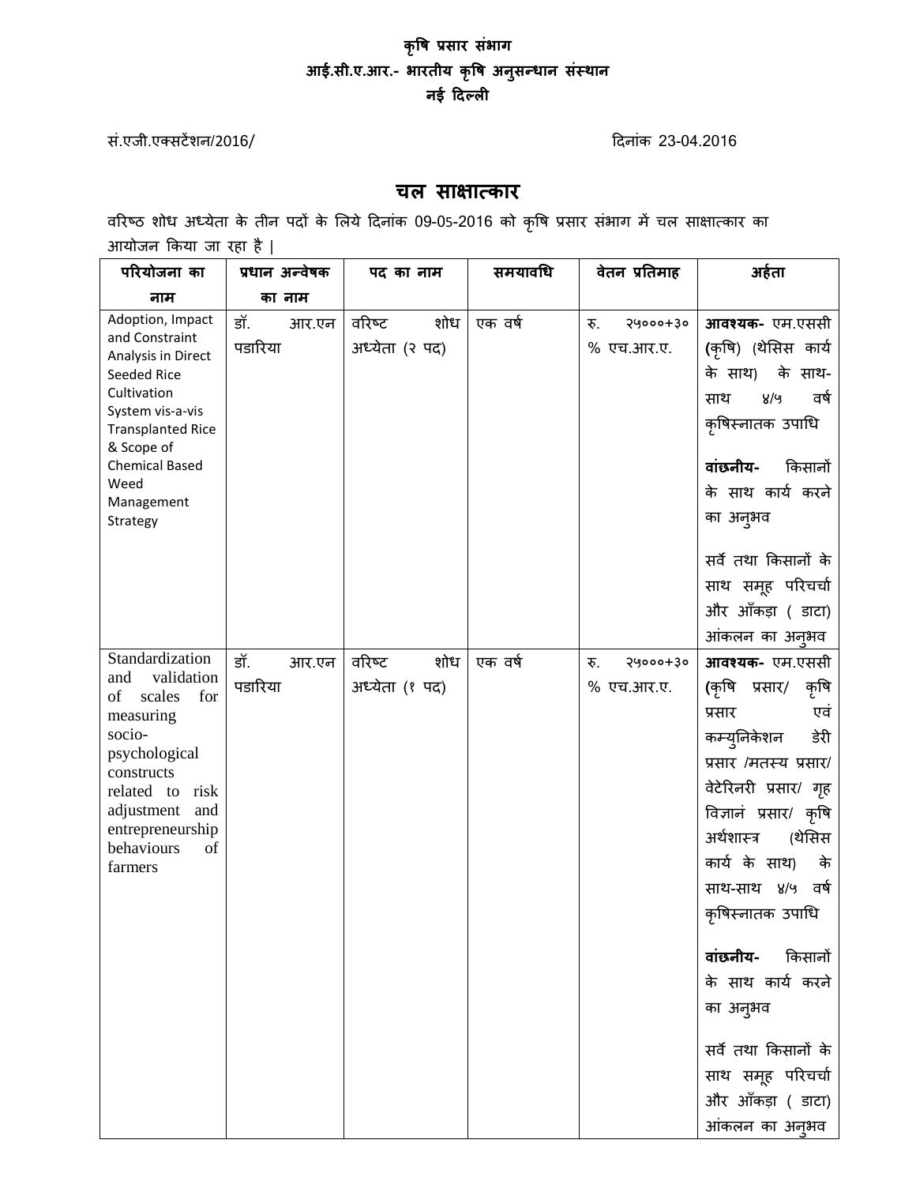**कृषि प्रसार संभाग**
**आई.सी.ए.आर.- भारतीय कृषि अनुसन्धान संस्थान**
**नई दिल्ली**

सं.एजी.एक्सटेंशन/2016/ दिनांक 23-04.2016

## चल साक्षात्कार

वरिष्ठ शोध अध्येता के तीन पदों के लिये दिनांक 09-05-2016 को कृषि प्रसार संभाग में चल साक्षात्कार का आयोजन किया जा रहा है |

| परियोजना का नाम | प्रधान अन्वेषक का नाम | पद का नाम | समयावधि | वेतन प्रतिमाह | अर्हता |
|---|---|---|---|---|---|
| Adoption, Impact and Constraint Analysis in Direct Seeded Rice Cultivation System vis-a-vis Transplanted Rice & Scope of Chemical Based Weed Management Strategy | डॉ. आर.एन पडारिया | वरिष्ट शोध अध्येता (२ पद) | एक वर्ष | रु. २५०००+३० % एच.आर.ए. | **आवश्यक-** एम.एससी (कृषि) (थेसिस कार्य के साथ) के साथ-साथ ४/५ वर्ष कृषिस्नातक उपाधि<br><br>**वांछनीय-** किसानों के साथ कार्य करने का अनुभव<br><br>सर्वे तथा किसानों के साथ समूह परिचर्चा और आँकड़ा ( डाटा) आंकलन का अनुभव |
| Standardization and validation of scales for measuring socio-psychological constructs related to risk adjustment and entrepreneurship behaviours of farmers | डॉ. आर.एन पडारिया | वरिष्ट शोध अध्येता (१ पद) | एक वर्ष | रु. २५०००+३० % एच.आर.ए. | **आवश्यक-** एम.एससी (कृषि प्रसार/ कृषि प्रसार एवं कम्युनिकेशन डेरी प्रसार /मतस्य प्रसार/ वेटेरिनरी प्रसार/ गृह विज्ञानं प्रसार/ कृषि अर्थशास्त्र (थेसिस कार्य के साथ) के साथ-साथ ४/५ वर्ष कृषिस्नातक उपाधि<br><br>**वांछनीय-** किसानों के साथ कार्य करने का अनुभव<br><br>सर्वे तथा किसानों के साथ समूह परिचर्चा और आँकड़ा ( डाटा) आंकलन का अनुभव |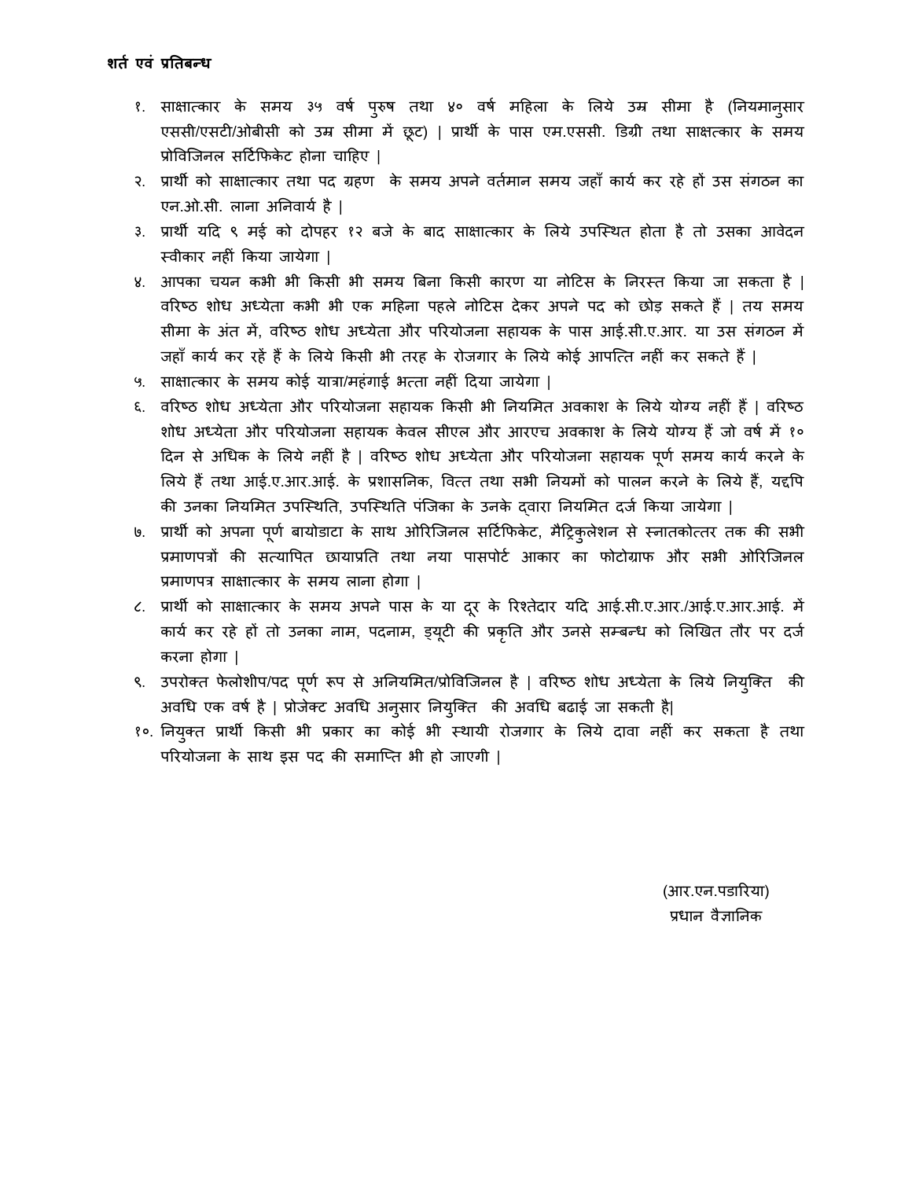**शर्त एवं प्रतिबन्ध**

१. साक्षात्कार के समय ३५ वर्ष पुरुष तथा ४० वर्ष महिला के लिये उम्र सीमा है (नियमानुसार एससी/एसटी/ओबीसी को उम्र सीमा में छूट) | प्रार्थी के पास एम.एससी. डिग्री तथा साक्षत्कार के समय प्रोविजिनल सर्टिफिकेट होना चाहिए |

२. प्रार्थी को साक्षात्कार तथा पद ग्रहण के समय अपने वर्तमान समय जहाँ कार्य कर रहे हों उस संगठन का एन.ओ.सी. लाना अनिवार्य है |

३. प्रार्थी यदि ९ मई को दोपहर १२ बजे के बाद साक्षात्कार के लिये उपस्थित होता है तो उसका आवेदन स्वीकार नहीं किया जायेगा |

४. आपका चयन कभी भी किसी भी समय बिना किसी कारण या नोटिस के निरस्त किया जा सकता है | वरिष्ठ शोध अध्येता कभी भी एक महिना पहले नोटिस देकर अपने पद को छोड़ सकते हैं | तय समय सीमा के अंत में, वरिष्ठ शोध अध्येता और परियोजना सहायक के पास आई.सी.ए.आर. या उस संगठन में जहाँ कार्य कर रहें हैं के लिये किसी भी तरह के रोजगार के लिये कोई आपत्ति नहीं कर सकते हैं |

५. साक्षात्कार के समय कोई यात्रा/महंगाई भत्ता नहीं दिया जायेगा |

६. वरिष्ठ शोध अध्येता और परियोजना सहायक किसी भी नियमित अवकाश के लिये योग्य नहीं हैं | वरिष्ठ शोध अध्येता और परियोजना सहायक केवल सीएल और आरएच अवकाश के लिये योग्य हैं जो वर्ष में १० दिन से अधिक के लिये नहीं है | वरिष्ठ शोध अध्येता और परियोजना सहायक पूर्ण समय कार्य करने के लिये हैं तथा आई.ए.आर.आई. के प्रशासनिक, वित्त तथा सभी नियमों को पालन करने के लिये हैं, यद्दपि की उनका नियमित उपस्थिति, उपस्थिति पंजिका के उनके द्वारा नियमित दर्ज किया जायेगा |

७. प्रार्थी को अपना पूर्ण बायोडाटा के साथ ओरिजिनल सर्टिफिकेट, मैट्रिकुलेशन से स्नातकोत्तर तक की सभी प्रमाणपत्रों की सत्यापित छायाप्रति तथा नया पासपोर्ट आकार का फोटोग्राफ और सभी ओरिजिनल प्रमाणपत्र साक्षात्कार के समय लाना होगा |

८. प्रार्थी को साक्षात्कार के समय अपने पास के या दूर के रिश्तेदार यदि आई.सी.ए.आर./आई.ए.आर.आई. में कार्य कर रहे हों तो उनका नाम, पदनाम, ड्यूटी की प्रकृति और उनसे सम्बन्ध को लिखित तौर पर दर्ज करना होगा |

९. उपरोक्त फेलोशीप/पद पूर्ण रूप से अनियमित/प्रोविजिनल है | वरिष्ठ शोध अध्येता के लिये नियुक्ति की अवधि एक वर्ष है | प्रोजेक्ट अवधि अनुसार नियुक्ति की अवधि बढाई जा सकती है|

१०. नियुक्त प्रार्थी किसी भी प्रकार का कोई भी स्थायी रोजगार के लिये दावा नहीं कर सकता है तथा परियोजना के साथ इस पद की समाप्ति भी हो जाएगी |

(आर.एन.पडारिया)
प्रधान वैज्ञानिक